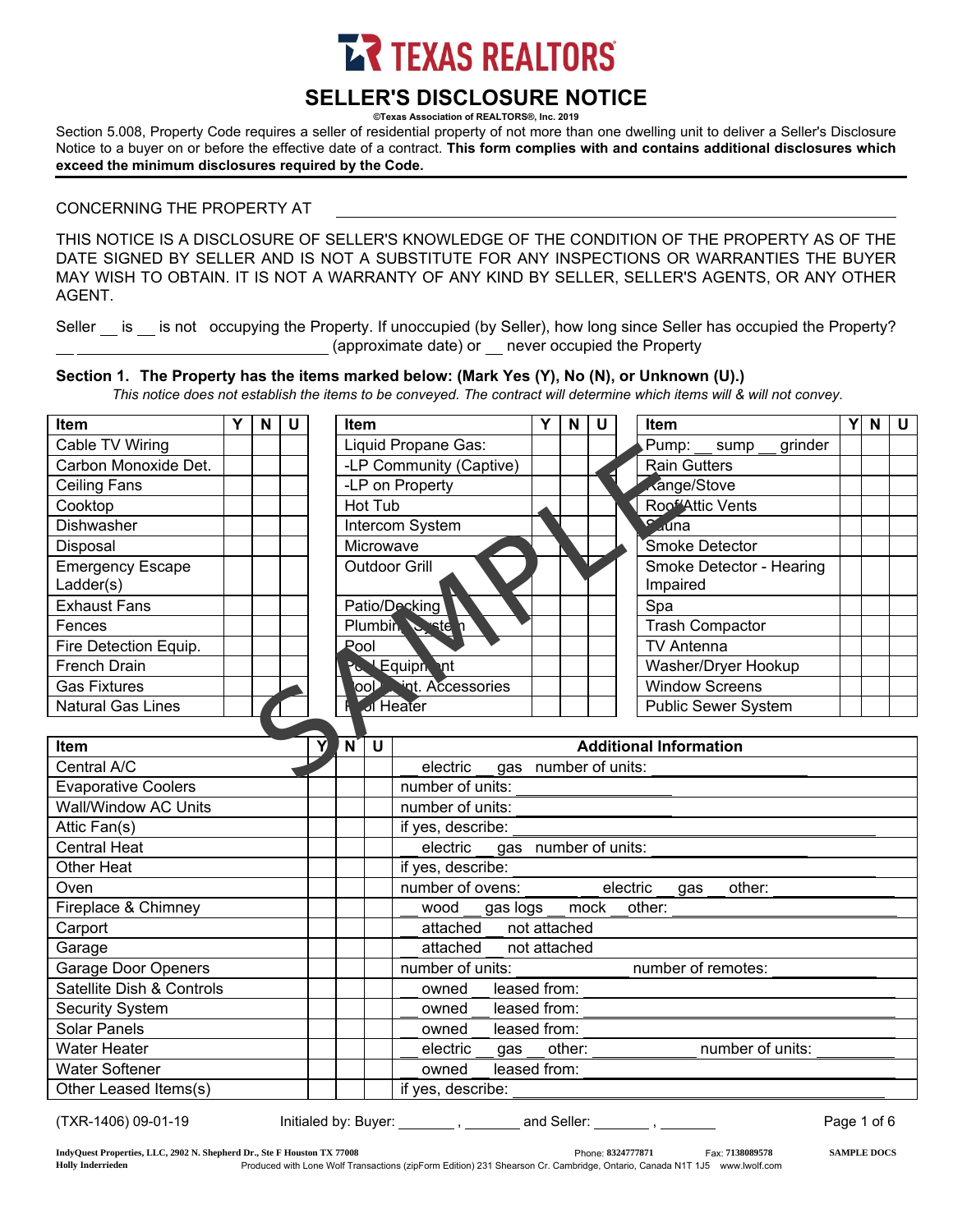# TEXAS REALTORS

## SELLER'S DISCLOSURE NOTICE

©Texas Association of REALTORS®, Inc. 2019

Section 5.008, Property Code requires a seller of residential property of not more than one dwelling unit to deliver a Seller's Disclosure Notice to a buyer on or before the effective date of a contract. **This form complies with and contains additional disclosures which exceed the minimum disclosures required by the Code.**

CONCERNING THE PROPERTY AT ______________________________________________

THIS NOTICE IS A DISCLOSURE OF SELLER'S KNOWLEDGE OF THE CONDITION OF THE PROPERTY AS OF THE DATE SIGNED BY SELLER AND IS NOT A SUBSTITUTE FOR ANY INSPECTIONS OR WARRANTIES THE BUYER MAY WISH TO OBTAIN. IT IS NOT A WARRANTY OF ANY KIND BY SELLER, SELLER'S AGENTS, OR ANY OTHER AGENT.

Seller __ is __ is not occupying the Property. If unoccupied (by Seller), how long since Seller has occupied the Property? __ ____________________________ (approximate date) or __ never occupied the Property

**Section 1. The Property has the items marked below: (Mark Yes (Y), No (N), or Unknown (U).)**

*This notice does not establish the items to be conveyed. The contract will determine which items will & will not convey.*

| Item | Y | N | U | Item | Y | N | U | Item | Y | N | U |
|---|---|---|---|---|---|---|---|---|---|---|---|
| Cable TV Wiring | | | | Liquid Propane Gas: | | | | Pump: __ sump __ grinder | | | |
| Carbon Monoxide Det. | | | | -LP Community (Captive) | | | | Rain Gutters | | | |
| Ceiling Fans | | | | -LP on Property | | | | Range/Stove | | | |
| Cooktop | | | | Hot Tub | | | | Roof/Attic Vents | | | |
| Dishwasher | | | | Intercom System | | | | Sauna | | | |
| Disposal | | | | Microwave | | | | Smoke Detector | | | |
| Emergency Escape Ladder(s) | | | | Outdoor Grill | | | | Smoke Detector - Hearing Impaired | | | |
| Exhaust Fans | | | | Patio/Decking | | | | Spa | | | |
| Fences | | | | Plumbing System | | | | Trash Compactor | | | |
| Fire Detection Equip. | | | | Pool | | | | TV Antenna | | | |
| French Drain | | | | Pool Equipment | | | | Washer/Dryer Hookup | | | |
| Gas Fixtures | | | | Pool Maint. Accessories | | | | Window Screens | | | |
| Natural Gas Lines | | | | Pool Heater | | | | Public Sewer System | | | |

| Item | Y | N | U | Additional Information |
|---|---|---|---|---|
| Central A/C | | | | __ electric __ gas number of units: ________ |
| Evaporative Coolers | | | | number of units: ________ |
| Wall/Window AC Units | | | | number of units: ________ |
| Attic Fan(s) | | | | if yes, describe: ________ |
| Central Heat | | | | __ electric __ gas number of units: ________ |
| Other Heat | | | | if yes, describe: ________ |
| Oven | | | | number of ovens: ____ __ electric __ gas __ other: ________ |
| Fireplace & Chimney | | | | __ wood __ gas logs __ mock __ other: ________ |
| Carport | | | | __ attached __ not attached |
| Garage | | | | __ attached __ not attached |
| Garage Door Openers | | | | number of units: ________ number of remotes: ________ |
| Satellite Dish & Controls | | | | __ owned __ leased from: ________ |
| Security System | | | | __ owned __ leased from: ________ |
| Solar Panels | | | | __ owned __ leased from: ________ |
| Water Heater | | | | __ electric __ gas __ other: ________ number of units: ________ |
| Water Softener | | | | __ owned __ leased from: ________ |
| Other Leased Items(s) | | | | if yes, describe: ________ |

(TXR-1406) 09-01-19 Initialed by: Buyer: _______ , _______ and Seller: _______ , _______

IndyQuest Properties, LLC, 2902 N. Shepherd Dr., Ste F Houston TX 77008 Phone: 8324777871 Fax: 7138089578 SAMPLE DOCS
Holly Inderrieden Produced with Lone Wolf Transactions (zipForm Edition) 231 Shearson Cr. Cambridge, Ontario, Canada N1T 1J5 www.lwolf.com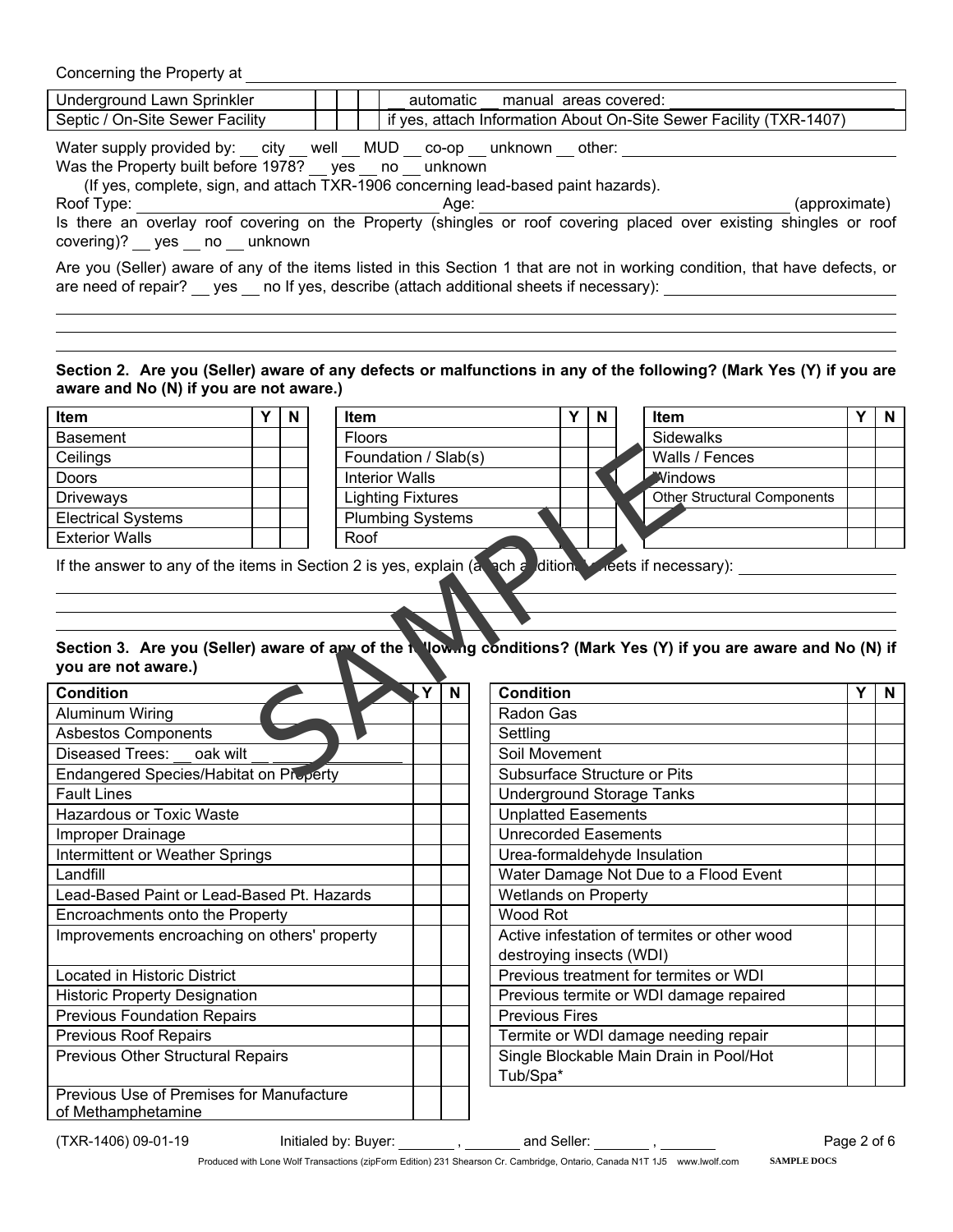Concerning the Property at ______________________________

| | | | | |
|---|---|---|---|---|
| Underground Lawn Sprinkler | | | | __ automatic __ manual areas covered: ______________ |
| Septic / On-Site Sewer Facility | | | | if yes, attach Information About On-Site Sewer Facility (TXR-1407) |

Water supply provided by: __ city __ well __ MUD __ co-op __ unknown __ other: ______________

Was the Property built before 1978? __ yes __ no __ unknown

(If yes, complete, sign, and attach TXR-1906 concerning lead-based paint hazards).

Roof Type: ______________ Age: ______________ (approximate)

Is there an overlay roof covering on the Property (shingles or roof covering placed over existing shingles or roof covering)? __ yes __ no __ unknown

Are you (Seller) aware of any of the items listed in this Section 1 that are not in working condition, that have defects, or are need of repair? __ yes __ no If yes, describe (attach additional sheets if necessary): ______________

**Section 2. Are you (Seller) aware of any defects or malfunctions in any of the following? (Mark Yes (Y) if you are aware and No (N) if you are not aware.)**

| Item | Y | N | Item | Y | N | Item | Y | N |
|---|---|---|---|---|---|---|---|---|
| Basement | | | Floors | | | Sidewalks | | |
| Ceilings | | | Foundation / Slab(s) | | | Walls / Fences | | |
| Doors | | | Interior Walls | | | Windows | | |
| Driveways | | | Lighting Fixtures | | | Other Structural Components | | |
| Electrical Systems | | | Plumbing Systems | | | | | |
| Exterior Walls | | | Roof | | | | | |

If the answer to any of the items in Section 2 is yes, explain (attach additional sheets if necessary): ______________

**Section 3. Are you (Seller) aware of any of the following conditions? (Mark Yes (Y) if you are aware and No (N) if you are not aware.)**

| Condition | Y | N | Condition | Y | N |
|---|---|---|---|---|---|
| Aluminum Wiring | | | Radon Gas | | |
| Asbestos Components | | | Settling | | |
| Diseased Trees: __ oak wilt __ ______ | | | Soil Movement | | |
| Endangered Species/Habitat on Property | | | Subsurface Structure or Pits | | |
| Fault Lines | | | Underground Storage Tanks | | |
| Hazardous or Toxic Waste | | | Unplatted Easements | | |
| Improper Drainage | | | Unrecorded Easements | | |
| Intermittent or Weather Springs | | | Urea-formaldehyde Insulation | | |
| Landfill | | | Water Damage Not Due to a Flood Event | | |
| Lead-Based Paint or Lead-Based Pt. Hazards | | | Wetlands on Property | | |
| Encroachments onto the Property | | | Wood Rot | | |
| Improvements encroaching on others' property | | | Active infestation of termites or other wood destroying insects (WDI) | | |
| Located in Historic District | | | Previous treatment for termites or WDI | | |
| Historic Property Designation | | | Previous termite or WDI damage repaired | | |
| Previous Foundation Repairs | | | Previous Fires | | |
| Previous Roof Repairs | | | Termite or WDI damage needing repair | | |
| Previous Other Structural Repairs | | | Single Blockable Main Drain in Pool/Hot Tub/Spa* | | |
| Previous Use of Premises for Manufacture of Methamphetamine | | | | | |

(TXR-1406) 09-01-19 Initialed by: Buyer: _______ , _______ and Seller: _______ , _______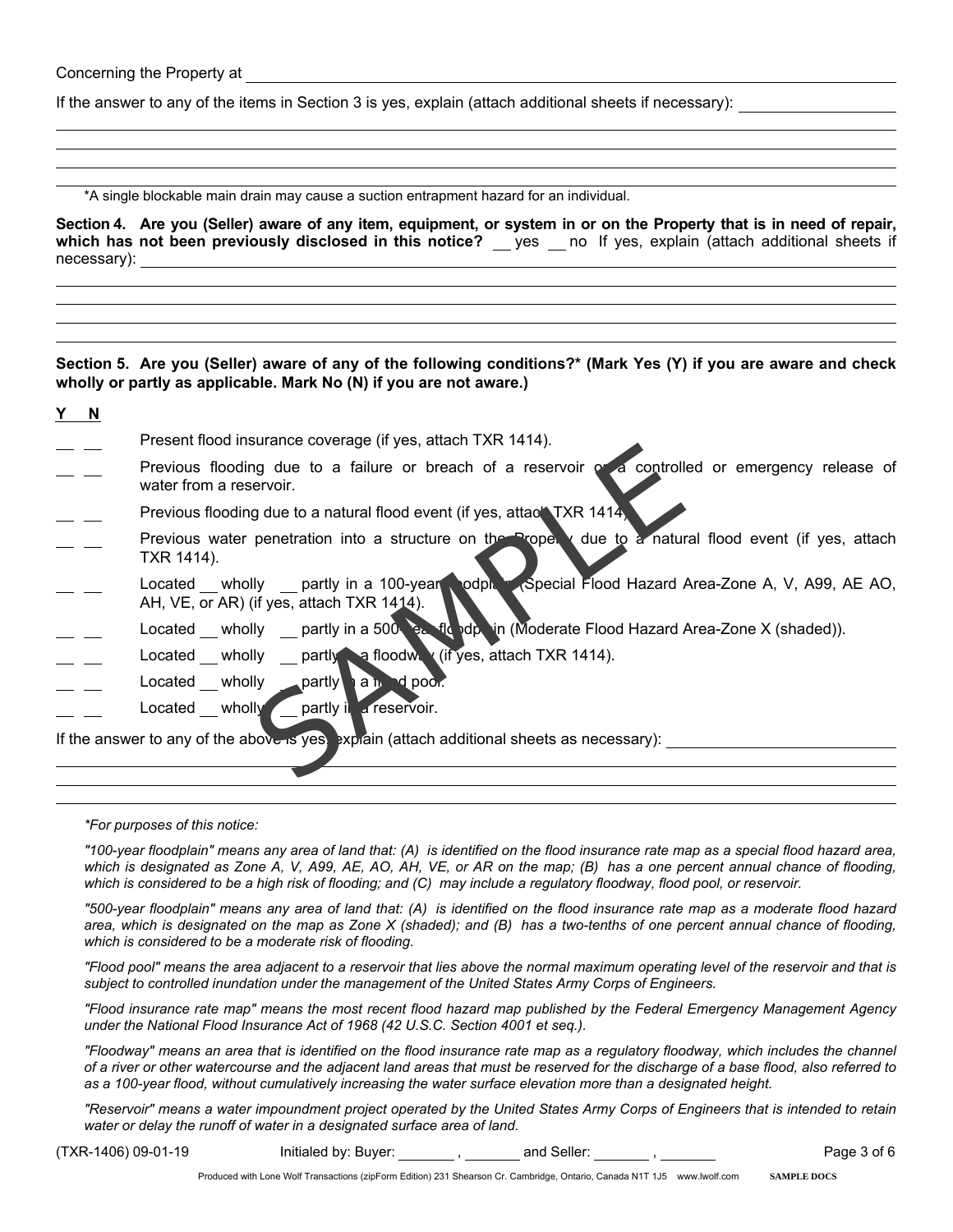Concerning the Property at ______________________________

If the answer to any of the items in Section 3 is yes, explain (attach additional sheets if necessary): ______________________________

______________________________

______________________________

______________________________

______________________________

*A single blockable main drain may cause a suction entrapment hazard for an individual.

**Section 4. Are you (Seller) aware of any item, equipment, or system in or on the Property that is in need of repair, which has not been previously disclosed in this notice?** __ yes __ no If yes, explain (attach additional sheets if necessary): ______________________________

______________________________

______________________________

______________________________

______________________________

**Section 5. Are you (Seller) aware of any of the following conditions?* (Mark Yes (Y) if you are aware and check wholly or partly as applicable. Mark No (N) if you are not aware.)**

| Y | N | |
|---|---|---|
| __ | __ | Present flood insurance coverage (if yes, attach TXR 1414). |
| __ | __ | Previous flooding due to a failure or breach of a reservoir or a controlled or emergency release of water from a reservoir. |
| __ | __ | Previous flooding due to a natural flood event (if yes, attach TXR 1414). |
| __ | __ | Previous water penetration into a structure on the Property due to a natural flood event (if yes, attach TXR 1414). |
| __ | __ | Located __ wholly __ partly in a 100-year floodplain (Special Flood Hazard Area-Zone A, V, A99, AE AO, AH, VE, or AR) (if yes, attach TXR 1414). |
| __ | __ | Located __ wholly __ partly in a 500-year floodplain (Moderate Flood Hazard Area-Zone X (shaded)). |
| __ | __ | Located __ wholly __ partly in a floodway (if yes, attach TXR 1414). |
| __ | __ | Located __ wholly __ partly in a flood pool. |
| __ | __ | Located __ wholly __ partly in a reservoir. |

If the answer to any of the above is yes, explain (attach additional sheets as necessary): ______________________________

______________________________

______________________________

*\*For purposes of this notice:*

*"100-year floodplain" means any area of land that: (A) is identified on the flood insurance rate map as a special flood hazard area, which is designated as Zone A, V, A99, AE, AO, AH, VE, or AR on the map; (B) has a one percent annual chance of flooding, which is considered to be a high risk of flooding; and (C) may include a regulatory floodway, flood pool, or reservoir.*

*"500-year floodplain" means any area of land that: (A) is identified on the flood insurance rate map as a moderate flood hazard area, which is designated on the map as Zone X (shaded); and (B) has a two-tenths of one percent annual chance of flooding, which is considered to be a moderate risk of flooding.*

*"Flood pool" means the area adjacent to a reservoir that lies above the normal maximum operating level of the reservoir and that is subject to controlled inundation under the management of the United States Army Corps of Engineers.*

*"Flood insurance rate map" means the most recent flood hazard map published by the Federal Emergency Management Agency under the National Flood Insurance Act of 1968 (42 U.S.C. Section 4001 et seq.).*

*"Floodway" means an area that is identified on the flood insurance rate map as a regulatory floodway, which includes the channel of a river or other watercourse and the adjacent land areas that must be reserved for the discharge of a base flood, also referred to as a 100-year flood, without cumulatively increasing the water surface elevation more than a designated height.*

*"Reservoir" means a water impoundment project operated by the United States Army Corps of Engineers that is intended to retain water or delay the runoff of water in a designated surface area of land.*

(TXR-1406) 09-01-19 Initialed by: Buyer: _______ , _______ and Seller: _______ , _______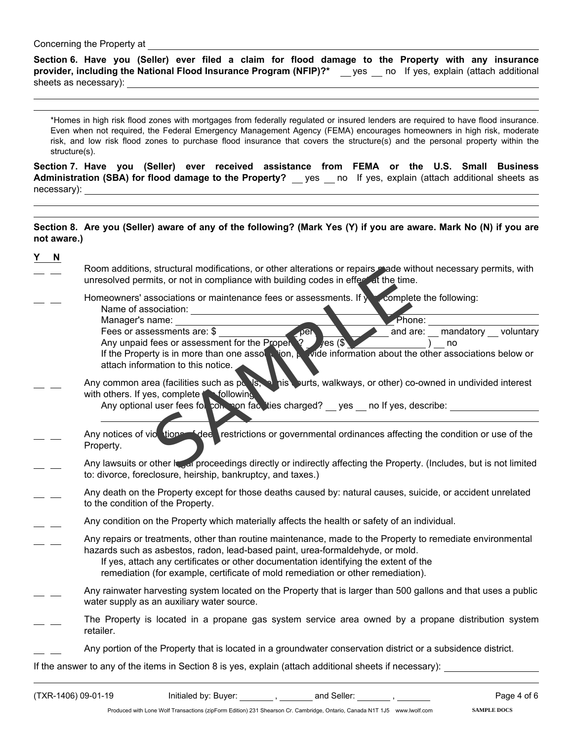Concerning the Property at ______________________________

**Section 6. Have you (Seller) ever filed a claim for flood damage to the Property with any insurance provider, including the National Flood Insurance Program (NFIP)?*** __ yes __ no If yes, explain (attach additional sheets as necessary): ______________________________

*Homes in high risk flood zones with mortgages from federally regulated or insured lenders are required to have flood insurance. Even when not required, the Federal Emergency Management Agency (FEMA) encourages homeowners in high risk, moderate risk, and low risk flood zones to purchase flood insurance that covers the structure(s) and the personal property within the structure(s).

**Section 7. Have you (Seller) ever received assistance from FEMA or the U.S. Small Business Administration (SBA) for flood damage to the Property?** __ yes __ no If yes, explain (attach additional sheets as necessary): ______________________________

**Section 8. Are you (Seller) aware of any of the following? (Mark Yes (Y) if you are aware. Mark No (N) if you are not aware.)**

| Y | N | |
|---|---|---|
| __ | __ | Room additions, structural modifications, or other alterations or repairs made without necessary permits, with unresolved permits, or not in compliance with building codes in effect at the time. |
| __ | __ | Homeowners' associations or maintenance fees or assessments. If yes, complete the following:<br>Name of association: ______________<br>Manager's name: ______________ Phone: ______________<br>Fees or assessments are: $ ______ per ______ and are: __ mandatory __ voluntary<br>Any unpaid fees or assessment for the Property? __ yes ($ ______ ) __ no<br>If the Property is in more than one association, provide information about the other associations below or attach information to this notice. |
| __ | __ | Any common area (facilities such as pools, tennis courts, walkways, or other) co-owned in undivided interest with others. If yes, complete the following:<br>Any optional user fees for common facilities charged? __ yes __ no If yes, describe: ______________ |
| __ | __ | Any notices of violations of deed restrictions or governmental ordinances affecting the condition or use of the Property. |
| __ | __ | Any lawsuits or other legal proceedings directly or indirectly affecting the Property. (Includes, but is not limited to: divorce, foreclosure, heirship, bankruptcy, and taxes.) |
| __ | __ | Any death on the Property except for those deaths caused by: natural causes, suicide, or accident unrelated to the condition of the Property. |
| __ | __ | Any condition on the Property which materially affects the health or safety of an individual. |
| __ | __ | Any repairs or treatments, other than routine maintenance, made to the Property to remediate environmental hazards such as asbestos, radon, lead-based paint, urea-formaldehyde, or mold.<br>If yes, attach any certificates or other documentation identifying the extent of the remediation (for example, certificate of mold remediation or other remediation). |
| __ | __ | Any rainwater harvesting system located on the Property that is larger than 500 gallons and that uses a public water supply as an auxiliary water source. |
| __ | __ | The Property is located in a propane gas system service area owned by a propane distribution system retailer. |
| __ | __ | Any portion of the Property that is located in a groundwater conservation district or a subsidence district. |

If the answer to any of the items in Section 8 is yes, explain (attach additional sheets if necessary): ______________________________

(TXR-1406) 09-01-19 Initialed by: Buyer: ______ , ______ and Seller: ______ , ______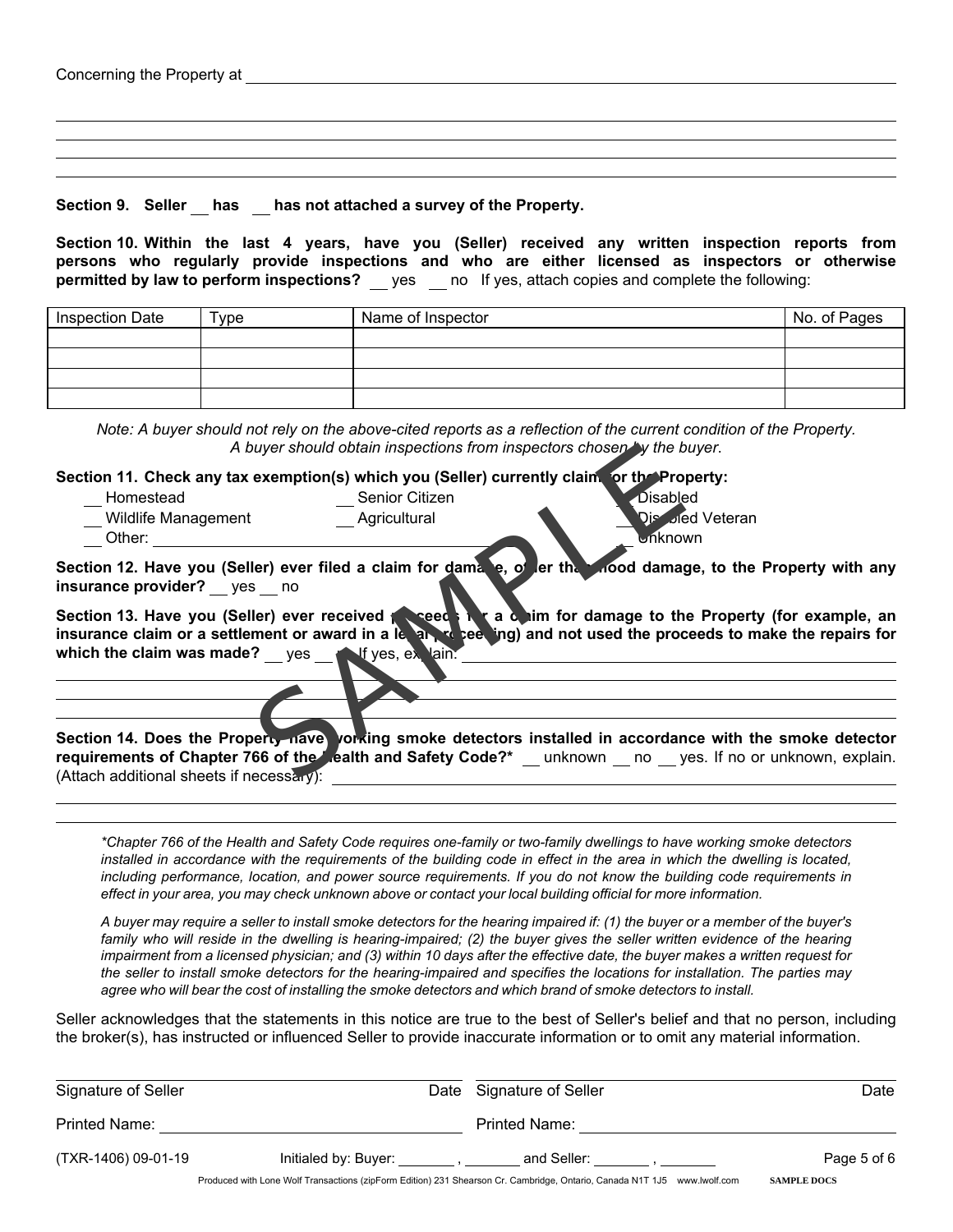Concerning the Property at ______________________________________________

______________________________________________

______________________________________________

______________________________________________

______________________________________________

**Section 9. Seller __ has __ has not attached a survey of the Property.**

**Section 10. Within the last 4 years, have you (Seller) received any written inspection reports from persons who regularly provide inspections and who are either licensed as inspectors or otherwise permitted by law to perform inspections?** __ yes __ no If yes, attach copies and complete the following:

| Inspection Date | Type | Name of Inspector | No. of Pages |
|---|---|---|---|
| | | | |
| | | | |
| | | | |
| | | | |

*Note: A buyer should not rely on the above-cited reports as a reflection of the current condition of the Property. A buyer should obtain inspections from inspectors chosen by the buyer.*

**Section 11. Check any tax exemption(s) which you (Seller) currently claim for the Property:**

- __ Homestead
- __ Senior Citizen
- __ Disabled
- __ Wildlife Management
- __ Agricultural
- __ Disabled Veteran
- __ Other: ______________________
- __ Unknown

**Section 12. Have you (Seller) ever filed a claim for damage, other than flood damage, to the Property with any insurance provider?** __ yes __ no

**Section 13. Have you (Seller) ever received proceeds for a claim for damage to the Property (for example, an insurance claim or a settlement or award in a legal proceeding) and not used the proceeds to make the repairs for which the claim was made?** __ yes __ no If yes, explain: ______________________

______________________________________________

______________________________________________

______________________________________________

**Section 14. Does the Property have working smoke detectors installed in accordance with the smoke detector requirements of Chapter 766 of the Health and Safety Code?*** __ unknown __ no __ yes. If no or unknown, explain. (Attach additional sheets if necessary): ______________________

______________________________________________

______________________________________________

*\*Chapter 766 of the Health and Safety Code requires one-family or two-family dwellings to have working smoke detectors installed in accordance with the requirements of the building code in effect in the area in which the dwelling is located, including performance, location, and power source requirements. If you do not know the building code requirements in effect in your area, you may check unknown above or contact your local building official for more information.*

*A buyer may require a seller to install smoke detectors for the hearing impaired if: (1) the buyer or a member of the buyer's family who will reside in the dwelling is hearing-impaired; (2) the buyer gives the seller written evidence of the hearing impairment from a licensed physician; and (3) within 10 days after the effective date, the buyer makes a written request for the seller to install smoke detectors for the hearing-impaired and specifies the locations for installation. The parties may agree who will bear the cost of installing the smoke detectors and which brand of smoke detectors to install.*

Seller acknowledges that the statements in this notice are true to the best of Seller's belief and that no person, including the broker(s), has instructed or influenced Seller to provide inaccurate information or to omit any material information.

| | | | |
|---|---|---|---|
| Signature of Seller | Date | Signature of Seller | Date |
| Printed Name: | | Printed Name: | |

(TXR-1406) 09-01-19 Initialed by: Buyer: _______ , _______ and Seller: _______ , _______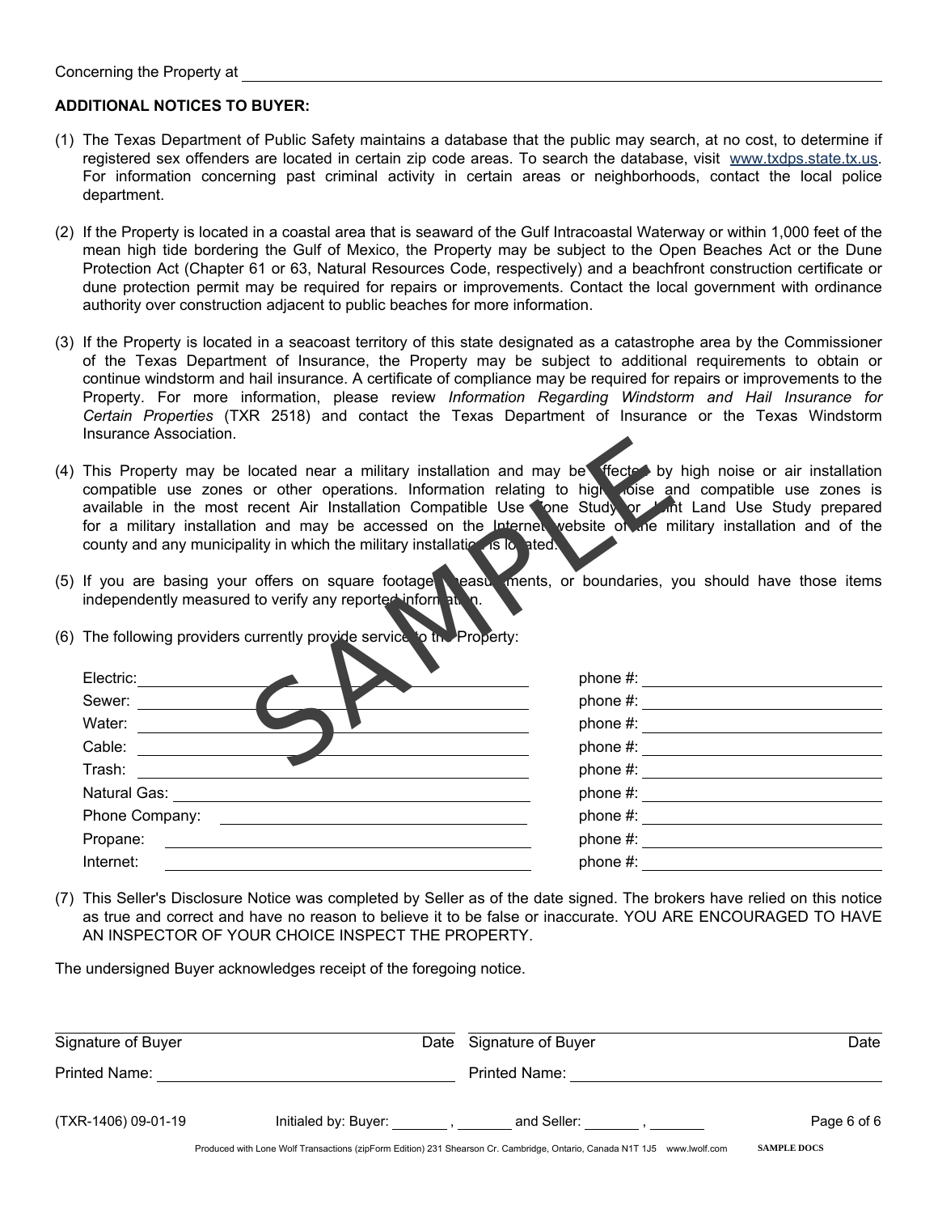Concerning the Property at ______________________________

**ADDITIONAL NOTICES TO BUYER:**

(1) The Texas Department of Public Safety maintains a database that the public may search, at no cost, to determine if registered sex offenders are located in certain zip code areas. To search the database, visit www.txdps.state.tx.us. For information concerning past criminal activity in certain areas or neighborhoods, contact the local police department.

(2) If the Property is located in a coastal area that is seaward of the Gulf Intracoastal Waterway or within 1,000 feet of the mean high tide bordering the Gulf of Mexico, the Property may be subject to the Open Beaches Act or the Dune Protection Act (Chapter 61 or 63, Natural Resources Code, respectively) and a beachfront construction certificate or dune protection permit may be required for repairs or improvements. Contact the local government with ordinance authority over construction adjacent to public beaches for more information.

(3) If the Property is located in a seacoast territory of this state designated as a catastrophe area by the Commissioner of the Texas Department of Insurance, the Property may be subject to additional requirements to obtain or continue windstorm and hail insurance. A certificate of compliance may be required for repairs or improvements to the Property. For more information, please review *Information Regarding Windstorm and Hail Insurance for Certain Properties* (TXR 2518) and contact the Texas Department of Insurance or the Texas Windstorm Insurance Association.

(4) This Property may be located near a military installation and may be affected by high noise or air installation compatible use zones or other operations. Information relating to high noise and compatible use zones is available in the most recent Air Installation Compatible Use Zone Study or Joint Land Use Study prepared for a military installation and may be accessed on the Internet website of the military installation and of the county and any municipality in which the military installation is located.

(5) If you are basing your offers on square footage, measurements, or boundaries, you should have those items independently measured to verify any reported information.

(6) The following providers currently provide service to the Property:

| Provider | | |
|---|---|---|
| Electric: | | phone #: |
| Sewer: | | phone #: |
| Water: | | phone #: |
| Cable: | | phone #: |
| Trash: | | phone #: |
| Natural Gas: | | phone #: |
| Phone Company: | | phone #: |
| Propane: | | phone #: |
| Internet: | | phone #: |

(7) This Seller's Disclosure Notice was completed by Seller as of the date signed. The brokers have relied on this notice as true and correct and have no reason to believe it to be false or inaccurate. YOU ARE ENCOURAGED TO HAVE AN INSPECTOR OF YOUR CHOICE INSPECT THE PROPERTY.

The undersigned Buyer acknowledges receipt of the foregoing notice.

| | |
|---|---|
| Signature of Buyer Date | Signature of Buyer Date |
| Printed Name: | Printed Name: |

(TXR-1406) 09-01-19 Initialed by: Buyer: _______ , _______ and Seller: _______ , _______

SAMPLE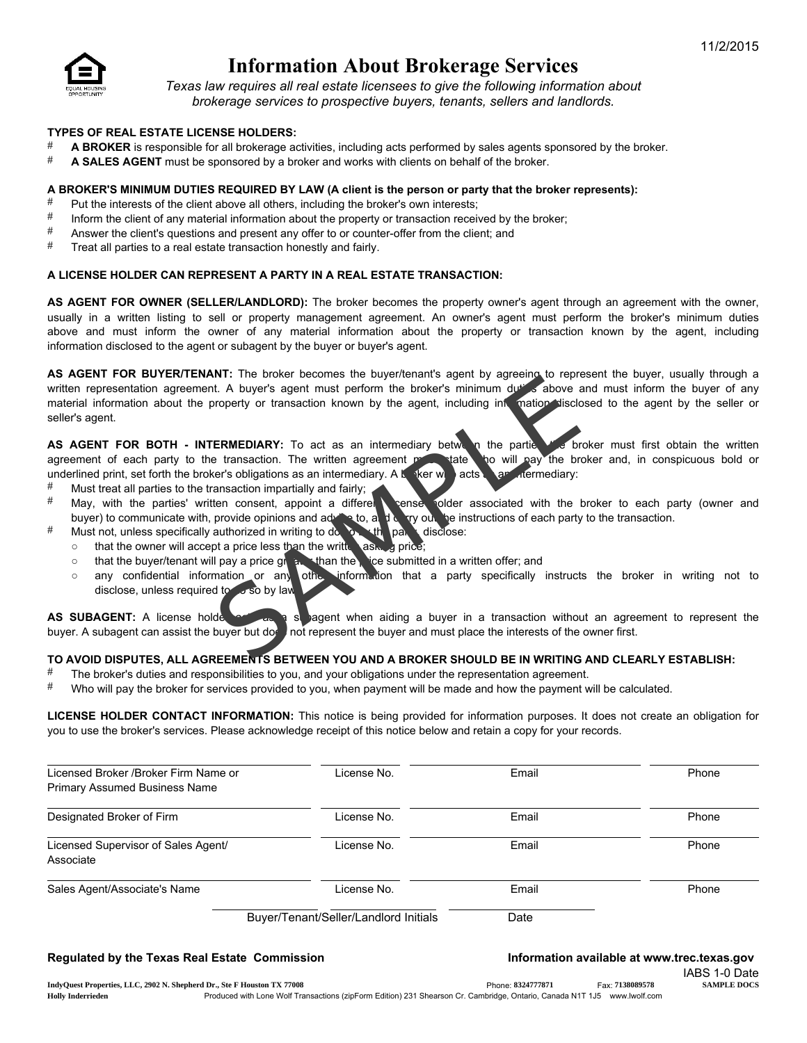11/2/2015

# Information About Brokerage Services

*Texas law requires all real estate licensees to give the following information about brokerage services to prospective buyers, tenants, sellers and landlords.*

**TYPES OF REAL ESTATE LICENSE HOLDERS:**

- **A BROKER** is responsible for all brokerage activities, including acts performed by sales agents sponsored by the broker.
- **A SALES AGENT** must be sponsored by a broker and works with clients on behalf of the broker.

**A BROKER'S MINIMUM DUTIES REQUIRED BY LAW (A client is the person or party that the broker represents):**

- Put the interests of the client above all others, including the broker's own interests;
- Inform the client of any material information about the property or transaction received by the broker;
- Answer the client's questions and present any offer to or counter-offer from the client; and
- Treat all parties to a real estate transaction honestly and fairly.

**A LICENSE HOLDER CAN REPRESENT A PARTY IN A REAL ESTATE TRANSACTION:**

**AS AGENT FOR OWNER (SELLER/LANDLORD):** The broker becomes the property owner's agent through an agreement with the owner, usually in a written listing to sell or property management agreement. An owner's agent must perform the broker's minimum duties above and must inform the owner of any material information about the property or transaction known by the agent, including information disclosed to the agent or subagent by the buyer or buyer's agent.

**AS AGENT FOR BUYER/TENANT:** The broker becomes the buyer/tenant's agent by agreeing to represent the buyer, usually through a written representation agreement. A buyer's agent must perform the broker's minimum duties above and must inform the buyer of any material information about the property or transaction known by the agent, including information disclosed to the agent by the seller or seller's agent.

**AS AGENT FOR BOTH - INTERMEDIARY:** To act as an intermediary between the parties the broker must first obtain the written agreement of each party to the transaction. The written agreement must state who will pay the broker and, in conspicuous bold or underlined print, set forth the broker's obligations as an intermediary. A broker who acts as an intermediary:

- Must treat all parties to the transaction impartially and fairly;
- May, with the parties' written consent, appoint a different license holder associated with the broker to each party (owner and buyer) to communicate with, provide opinions and advice to, and carry out the instructions of each party to the transaction.
- Must not, unless specifically authorized in writing to do so by the party, disclose:
  - that the owner will accept a price less than the written asking price;
  - that the buyer/tenant will pay a price greater than the price submitted in a written offer; and
  - any confidential information or any other information that a party specifically instructs the broker in writing not to disclose, unless required to do so by law.

**AS SUBAGENT:** A license holder acts as a subagent when aiding a buyer in a transaction without an agreement to represent the buyer. A subagent can assist the buyer but does not represent the buyer and must place the interests of the owner first.

**TO AVOID DISPUTES, ALL AGREEMENTS BETWEEN YOU AND A BROKER SHOULD BE IN WRITING AND CLEARLY ESTABLISH:**

- The broker's duties and responsibilities to you, and your obligations under the representation agreement.
- Who will pay the broker for services provided to you, when payment will be made and how the payment will be calculated.

**LICENSE HOLDER CONTACT INFORMATION:** This notice is being provided for information purposes. It does not create an obligation for you to use the broker's services. Please acknowledge receipt of this notice below and retain a copy for your records.

| | | | |
|---|---|---|---|
| Licensed Broker /Broker Firm Name or Primary Assumed Business Name | License No. | Email | Phone |
| Designated Broker of Firm | License No. | Email | Phone |
| Licensed Supervisor of Sales Agent/ Associate | License No. | Email | Phone |
| Sales Agent/Associate's Name | License No. | Email | Phone |

Buyer/Tenant/Seller/Landlord Initials          Date

**Regulated by the Texas Real Estate Commission**          **Information available at www.trec.texas.gov**

IABS 1-0 Date

**IndyQuest Properties, LLC, 2902 N. Shepherd Dr., Ste F Houston TX 77008**          Phone: **8324777871**          Fax: **7138089578**          **SAMPLE DOCS**

**Holly Inderrieden**          Produced with Lone Wolf Transactions (zipForm Edition) 231 Shearson Cr. Cambridge, Ontario, Canada N1T 1J5 www.lwolf.com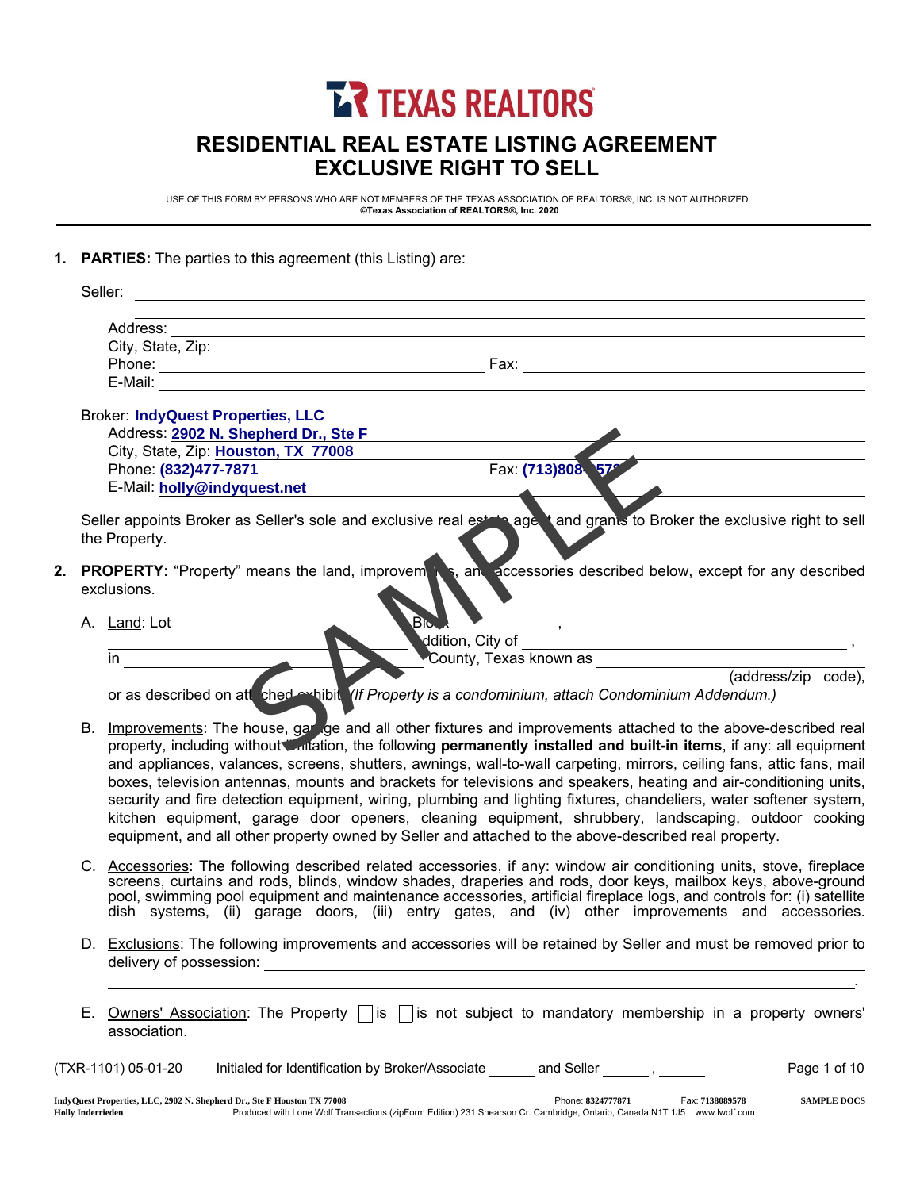# TEXAS REALTORS

## RESIDENTIAL REAL ESTATE LISTING AGREEMENT
## EXCLUSIVE RIGHT TO SELL

USE OF THIS FORM BY PERSONS WHO ARE NOT MEMBERS OF THE TEXAS ASSOCIATION OF REALTORS®, INC. IS NOT AUTHORIZED.
**©Texas Association of REALTORS®, Inc. 2020**

1. **PARTIES:** The parties to this agreement (this Listing) are:

   Seller: ______________________________

   Address: ______________________________
   City, State, Zip: ______________________________
   Phone: ______________________ Fax: ______________________
   E-Mail: ______________________________

   Broker: **IndyQuest Properties, LLC**
   Address: **2902 N. Shepherd Dr., Ste F**
   City, State, Zip: **Houston, TX 77008**
   Phone: **(832)477-7871** Fax: **(713)808-9578**
   E-Mail: **holly@indyquest.net**

   Seller appoints Broker as Seller's sole and exclusive real estate agent and grants to Broker the exclusive right to sell the Property.

2. **PROPERTY:** "Property" means the land, improvements, and accessories described below, except for any described exclusions.

   A. Land: Lot ______________ Block ______________ , ______________ Addition, City of ______________ , in ______________ County, Texas known as ______________ (address/zip code), or as described on attached exhibit. *(If Property is a condominium, attach Condominium Addendum.)*

   B. Improvements: The house, garage and all other fixtures and improvements attached to the above-described real property, including without limitation, the following **permanently installed and built-in items**, if any: all equipment and appliances, valances, screens, shutters, awnings, wall-to-wall carpeting, mirrors, ceiling fans, attic fans, mail boxes, television antennas, mounts and brackets for televisions and speakers, heating and air-conditioning units, security and fire detection equipment, wiring, plumbing and lighting fixtures, chandeliers, water softener system, kitchen equipment, garage door openers, cleaning equipment, shrubbery, landscaping, outdoor cooking equipment, and all other property owned by Seller and attached to the above-described real property.

   C. Accessories: The following described related accessories, if any: window air conditioning units, stove, fireplace screens, curtains and rods, blinds, window shades, draperies and rods, door keys, mailbox keys, above-ground pool, swimming pool equipment and maintenance accessories, artificial fireplace logs, and controls for: (i) satellite dish systems, (ii) garage doors, (iii) entry gates, and (iv) other improvements and accessories.

   D. Exclusions: The following improvements and accessories will be retained by Seller and must be removed prior to delivery of possession: ______________________________ .

   E. Owners' Association: The Property ☐ is ☐ is not subject to mandatory membership in a property owners' association.

(TXR-1101) 05-01-20 Initialed for Identification by Broker/Associate ______ and Seller ______ , ______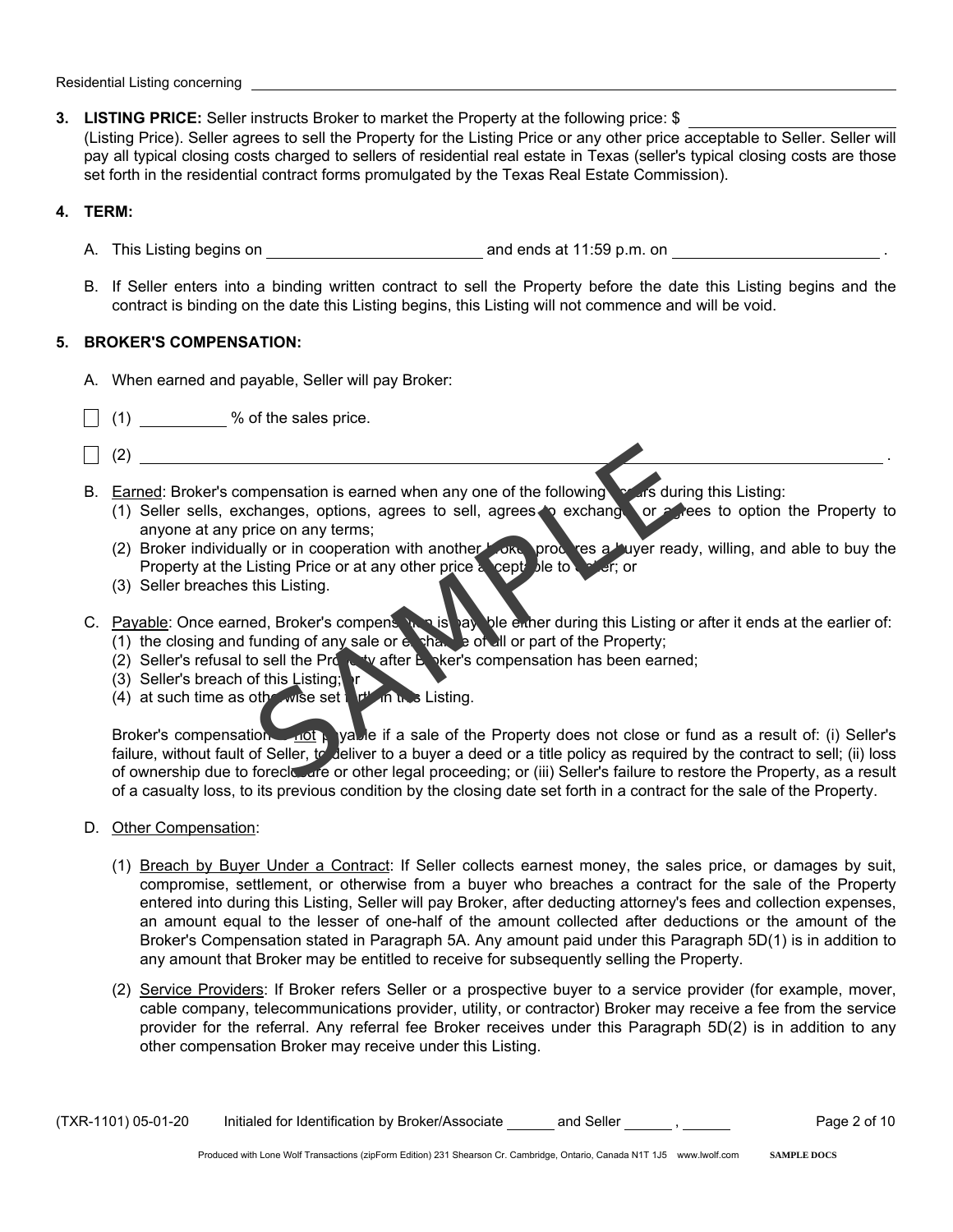Residential Listing concerning ______________________________

**3. LISTING PRICE:** Seller instructs Broker to market the Property at the following price: $ ______________ (Listing Price). Seller agrees to sell the Property for the Listing Price or any other price acceptable to Seller. Seller will pay all typical closing costs charged to sellers of residential real estate in Texas (seller's typical closing costs are those set forth in the residential contract forms promulgated by the Texas Real Estate Commission).

**4. TERM:**

A. This Listing begins on ______________________ and ends at 11:59 p.m. on ______________________ .

B. If Seller enters into a binding written contract to sell the Property before the date this Listing begins and the contract is binding on the date this Listing begins, this Listing will not commence and will be void.

**5. BROKER'S COMPENSATION:**

A. When earned and payable, Seller will pay Broker:

☐ (1) __________ % of the sales price.

☐ (2) ______________________________________________________________ .

B. Earned: Broker's compensation is earned when any one of the following occurs during this Listing:
   (1) Seller sells, exchanges, options, agrees to sell, agrees to exchange, or agrees to option the Property to anyone at any price on any terms;
   (2) Broker individually or in cooperation with another broker procures a buyer ready, willing, and able to buy the Property at the Listing Price or at any other price acceptable to Seller; or
   (3) Seller breaches this Listing.

C. Payable: Once earned, Broker's compensation is payable either during this Listing or after it ends at the earlier of:
   (1) the closing and funding of any sale or exchange of all or part of the Property;
   (2) Seller's refusal to sell the Property after Broker's compensation has been earned;
   (3) Seller's breach of this Listing; or
   (4) at such time as otherwise set forth in this Listing.

   Broker's compensation is not payable if a sale of the Property does not close or fund as a result of: (i) Seller's failure, without fault of Seller, to deliver to a buyer a deed or a title policy as required by the contract to sell; (ii) loss of ownership due to foreclosure or other legal proceeding; or (iii) Seller's failure to restore the Property, as a result of a casualty loss, to its previous condition by the closing date set forth in a contract for the sale of the Property.

D. Other Compensation:

   (1) Breach by Buyer Under a Contract: If Seller collects earnest money, the sales price, or damages by suit, compromise, settlement, or otherwise from a buyer who breaches a contract for the sale of the Property entered into during this Listing, Seller will pay Broker, after deducting attorney's fees and collection expenses, an amount equal to the lesser of one-half of the amount collected after deductions or the amount of the Broker's Compensation stated in Paragraph 5A. Any amount paid under this Paragraph 5D(1) is in addition to any amount that Broker may be entitled to receive for subsequently selling the Property.

   (2) Service Providers: If Broker refers Seller or a prospective buyer to a service provider (for example, mover, cable company, telecommunications provider, utility, or contractor) Broker may receive a fee from the service provider for the referral. Any referral fee Broker receives under this Paragraph 5D(2) is in addition to any other compensation Broker may receive under this Listing.

(TXR-1101) 05-01-20 Initialed for Identification by Broker/Associate ______ and Seller ______ , ______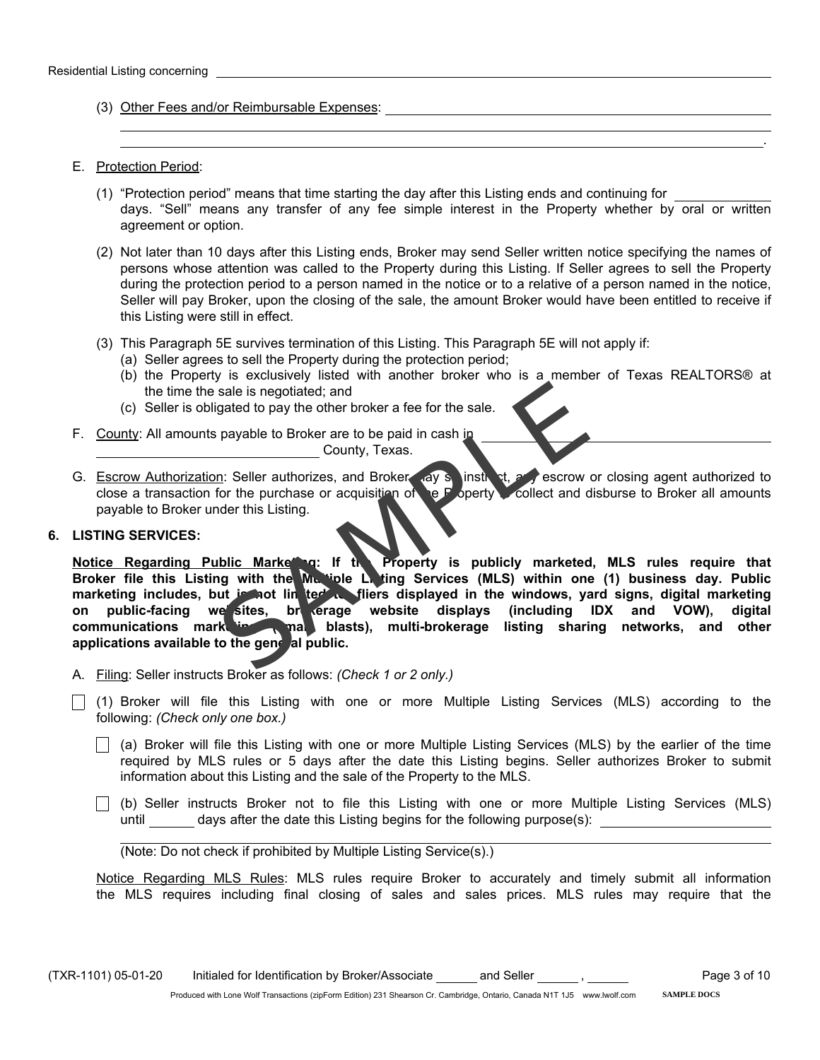Residential Listing concerning ______________________________

(3) Other Fees and/or Reimbursable Expenses: ______________________________

______________________________________________________________________________.

E. Protection Period:

(1) "Protection period" means that time starting the day after this Listing ends and continuing for ________ days. "Sell" means any transfer of any fee simple interest in the Property whether by oral or written agreement or option.

(2) Not later than 10 days after this Listing ends, Broker may send Seller written notice specifying the names of persons whose attention was called to the Property during this Listing. If Seller agrees to sell the Property during the protection period to a person named in the notice or to a relative of a person named in the notice, Seller will pay Broker, upon the closing of the sale, the amount Broker would have been entitled to receive if this Listing were still in effect.

(3) This Paragraph 5E survives termination of this Listing. This Paragraph 5E will not apply if:
  (a) Seller agrees to sell the Property during the protection period;
  (b) the Property is exclusively listed with another broker who is a member of Texas REALTORS® at the time the sale is negotiated; and
  (c) Seller is obligated to pay the other broker a fee for the sale.

F. County: All amounts payable to Broker are to be paid in cash in ______________________________ County, Texas.

G. Escrow Authorization: Seller authorizes, and Broker may so instruct, any escrow or closing agent authorized to close a transaction for the purchase or acquisition of the Property to collect and disburse to Broker all amounts payable to Broker under this Listing.

**6. LISTING SERVICES:**

**Notice Regarding Public Marketing: If the Property is publicly marketed, MLS rules require that Broker file this Listing with the Multiple Listing Services (MLS) within one (1) business day. Public marketing includes, but is not limited to, fliers displayed in the windows, yard signs, digital marketing on public-facing websites, brokerage website displays (including IDX and VOW), digital communications marketing (email blasts), multi-brokerage listing sharing networks, and other applications available to the general public.**

A. Filing: Seller instructs Broker as follows: *(Check 1 or 2 only.)*

☐ (1) Broker will file this Listing with one or more Multiple Listing Services (MLS) according to the following: *(Check only one box.)*

☐ (a) Broker will file this Listing with one or more Multiple Listing Services (MLS) by the earlier of the time required by MLS rules or 5 days after the date this Listing begins. Seller authorizes Broker to submit information about this Listing and the sale of the Property to the MLS.

☐ (b) Seller instructs Broker not to file this Listing with one or more Multiple Listing Services (MLS) until ______ days after the date this Listing begins for the following purpose(s): ______________________________

(Note: Do not check if prohibited by Multiple Listing Service(s).)

Notice Regarding MLS Rules: MLS rules require Broker to accurately and timely submit all information the MLS requires including final closing of sales and sales prices. MLS rules may require that the

(TXR-1101) 05-01-20 Initialed for Identification by Broker/Associate ______ and Seller ______ , ______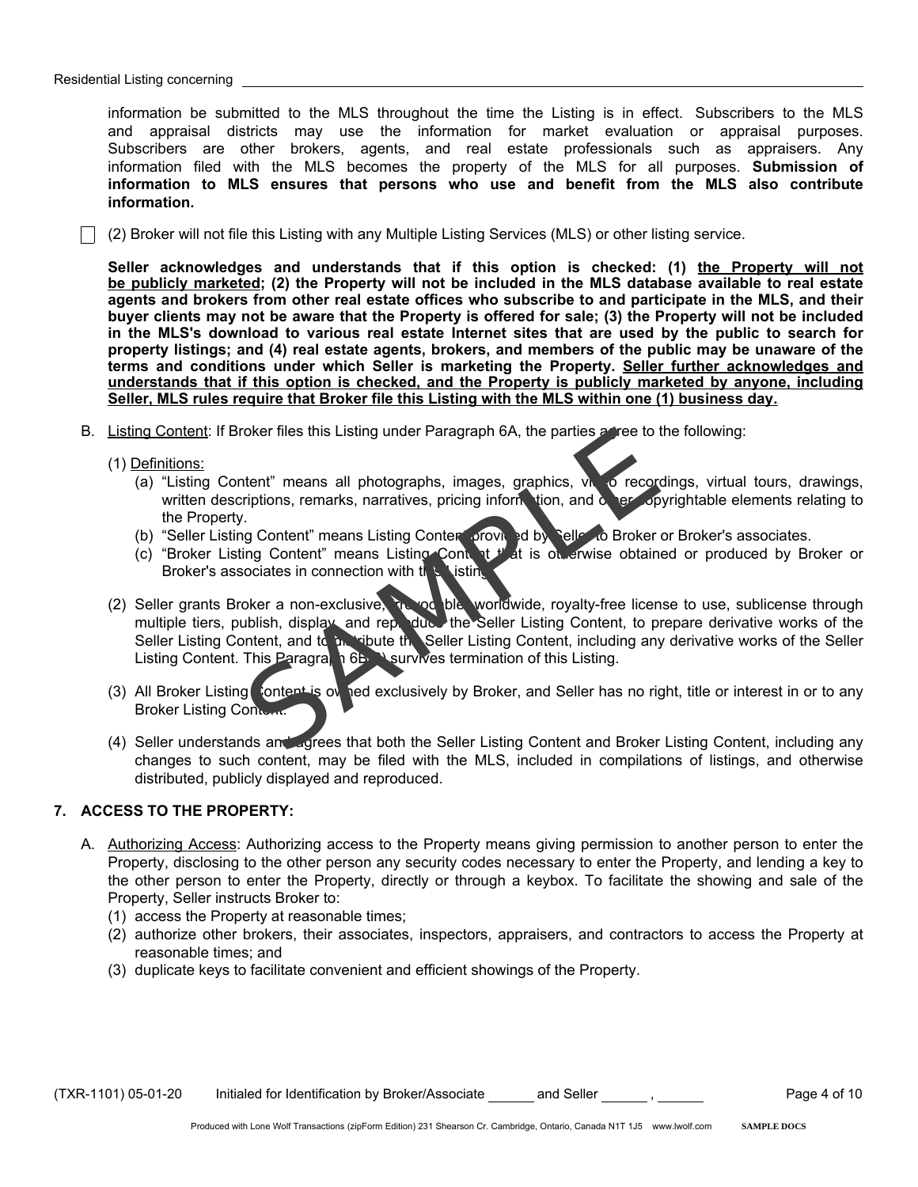information be submitted to the MLS throughout the time the Listing is in effect. Subscribers to the MLS and appraisal districts may use the information for market evaluation or appraisal purposes. Subscribers are other brokers, agents, and real estate professionals such as appraisers. Any information filed with the MLS becomes the property of the MLS for all purposes. **Submission of information to MLS ensures that persons who use and benefit from the MLS also contribute information.**

☐ (2) Broker will not file this Listing with any Multiple Listing Services (MLS) or other listing service.

**Seller acknowledges and understands that if this option is checked: (1) <u>the Property will not be publicly marketed</u>; (2) the Property will not be included in the MLS database available to real estate agents and brokers from other real estate offices who subscribe to and participate in the MLS, and their buyer clients may not be aware that the Property is offered for sale; (3) the Property will not be included in the MLS's download to various real estate Internet sites that are used by the public to search for property listings; and (4) real estate agents, brokers, and members of the public may be unaware of the terms and conditions under which Seller is marketing the Property. <u>Seller further acknowledges and understands that if this option is checked, and the Property is publicly marketed by anyone, including Seller, MLS rules require that Broker file this Listing with the MLS within one (1) business day.</u>**

B. <u>Listing Content</u>: If Broker files this Listing under Paragraph 6A, the parties agree to the following:

(1) <u>Definitions:</u>
   (a) "Listing Content" means all photographs, images, graphics, video recordings, virtual tours, drawings, written descriptions, remarks, narratives, pricing information, and other copyrightable elements relating to the Property.
   (b) "Seller Listing Content" means Listing Content provided by Seller to Broker or Broker's associates.
   (c) "Broker Listing Content" means Listing Content that is otherwise obtained or produced by Broker or Broker's associates in connection with this Listing.

(2) Seller grants Broker a non-exclusive, irrevocable, worldwide, royalty-free license to use, sublicense through multiple tiers, publish, display, and reproduce the Seller Listing Content, to prepare derivative works of the Seller Listing Content, and to distribute the Seller Listing Content, including any derivative works of the Seller Listing Content. This Paragraph 6B(2) survives termination of this Listing.

(3) All Broker Listing Content is owned exclusively by Broker, and Seller has no right, title or interest in or to any Broker Listing Content.

(4) Seller understands and agrees that both the Seller Listing Content and Broker Listing Content, including any changes to such content, may be filed with the MLS, included in compilations of listings, and otherwise distributed, publicly displayed and reproduced.

## 7. ACCESS TO THE PROPERTY:

A. <u>Authorizing Access</u>: Authorizing access to the Property means giving permission to another person to enter the Property, disclosing to the other person any security codes necessary to enter the Property, and lending a key to the other person to enter the Property, directly or through a keybox. To facilitate the showing and sale of the Property, Seller instructs Broker to:
   (1) access the Property at reasonable times;
   (2) authorize other brokers, their associates, inspectors, appraisers, and contractors to access the Property at reasonable times; and
   (3) duplicate keys to facilitate convenient and efficient showings of the Property.

(TXR-1101) 05-01-20 Initialed for Identification by Broker/Associate ______ and Seller ______ , ______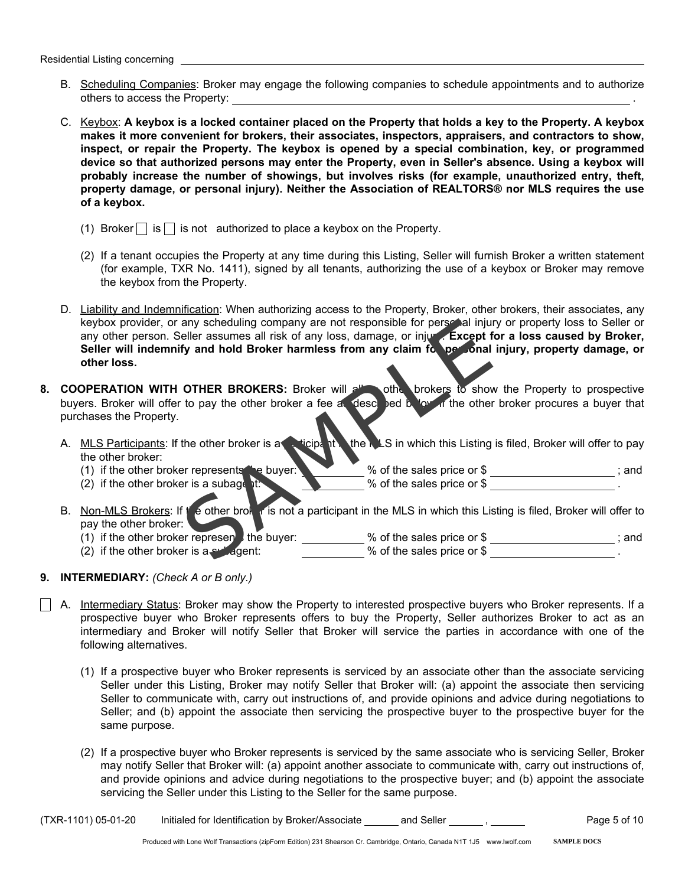B. Scheduling Companies: Broker may engage the following companies to schedule appointments and to authorize others to access the Property: ______________________________________________ .

C. Keybox: **A keybox is a locked container placed on the Property that holds a key to the Property. A keybox makes it more convenient for brokers, their associates, inspectors, appraisers, and contractors to show, inspect, or repair the Property. The keybox is opened by a special combination, key, or programmed device so that authorized persons may enter the Property, even in Seller's absence. Using a keybox will probably increase the number of showings, but involves risks (for example, unauthorized entry, theft, property damage, or personal injury). Neither the Association of REALTORS® nor MLS requires the use of a keybox.**

(1) Broker ☐ is ☐ is not authorized to place a keybox on the Property.

(2) If a tenant occupies the Property at any time during this Listing, Seller will furnish Broker a written statement (for example, TXR No. 1411), signed by all tenants, authorizing the use of a keybox or Broker may remove the keybox from the Property.

D. Liability and Indemnification: When authorizing access to the Property, Broker, other brokers, their associates, any keybox provider, or any scheduling company are not responsible for personal injury or property loss to Seller or any other person. Seller assumes all risk of any loss, damage, or injury. **Except for a loss caused by Broker, Seller will indemnify and hold Broker harmless from any claim for personal injury, property damage, or other loss.**

**8. COOPERATION WITH OTHER BROKERS:** Broker will allow other brokers to show the Property to prospective buyers. Broker will offer to pay the other broker a fee as described below if the other broker procures a buyer that purchases the Property.

A. MLS Participants: If the other broker is a participant in the MLS in which this Listing is filed, Broker will offer to pay the other broker:
(1) if the other broker represents the buyer: ________ % of the sales price or $ ________________ ; and
(2) if the other broker is a subagent: ________ % of the sales price or $ ________________ .

B. Non-MLS Brokers: If the other broker is not a participant in the MLS in which this Listing is filed, Broker will offer to pay the other broker:
(1) if the other broker represents the buyer: ________ % of the sales price or $ ________________ ; and
(2) if the other broker is a subagent: ________ % of the sales price or $ ________________ .

**9. INTERMEDIARY:** *(Check A or B only.)*

☐ A. Intermediary Status: Broker may show the Property to interested prospective buyers who Broker represents. If a prospective buyer who Broker represents offers to buy the Property, Seller authorizes Broker to act as an intermediary and Broker will notify Seller that Broker will service the parties in accordance with one of the following alternatives.

(1) If a prospective buyer who Broker represents is serviced by an associate other than the associate servicing Seller under this Listing, Broker may notify Seller that Broker will: (a) appoint the associate then servicing Seller to communicate with, carry out instructions of, and provide opinions and advice during negotiations to Seller; and (b) appoint the associate then servicing the prospective buyer to the prospective buyer for the same purpose.

(2) If a prospective buyer who Broker represents is serviced by the same associate who is servicing Seller, Broker may notify Seller that Broker will: (a) appoint another associate to communicate with, carry out instructions of, and provide opinions and advice during negotiations to the prospective buyer; and (b) appoint the associate servicing the Seller under this Listing to the Seller for the same purpose.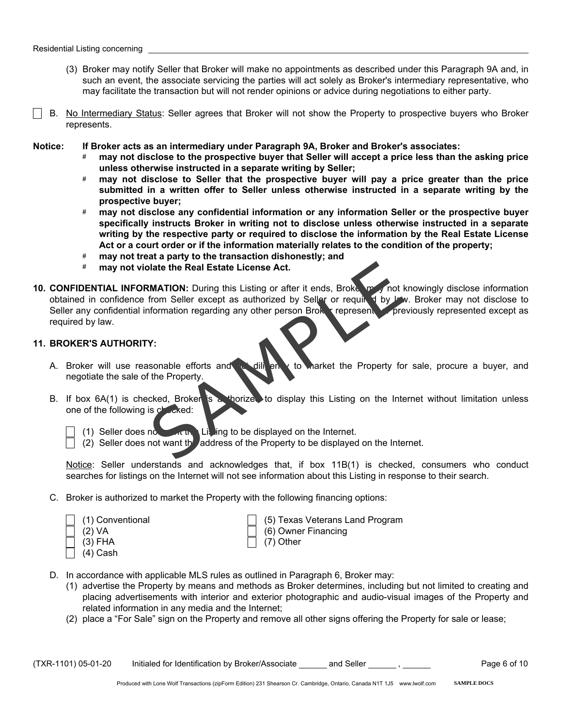(3) Broker may notify Seller that Broker will make no appointments as described under this Paragraph 9A and, in such an event, the associate servicing the parties will act solely as Broker's intermediary representative, who may facilitate the transaction but will not render opinions or advice during negotiations to either party.

☐ B. No Intermediary Status: Seller agrees that Broker will not show the Property to prospective buyers who Broker represents.

**Notice: If Broker acts as an intermediary under Paragraph 9A, Broker and Broker's associates:**

- **may not disclose to the prospective buyer that Seller will accept a price less than the asking price unless otherwise instructed in a separate writing by Seller;**
- **may not disclose to Seller that the prospective buyer will pay a price greater than the price submitted in a written offer to Seller unless otherwise instructed in a separate writing by the prospective buyer;**
- **may not disclose any confidential information or any information Seller or the prospective buyer specifically instructs Broker in writing not to disclose unless otherwise instructed in a separate writing by the respective party or required to disclose the information by the Real Estate License Act or a court order or if the information materially relates to the condition of the property;**
- **may not treat a party to the transaction dishonestly; and**
- **may not violate the Real Estate License Act.**

**10. CONFIDENTIAL INFORMATION:** During this Listing or after it ends, Broker may not knowingly disclose information obtained in confidence from Seller except as authorized by Seller or required by law. Broker may not disclose to Seller any confidential information regarding any other person Broker represents or previously represented except as required by law.

**11. BROKER'S AUTHORITY:**

A. Broker will use reasonable efforts and act diligently to market the Property for sale, procure a buyer, and negotiate the sale of the Property.

B. If box 6A(1) is checked, Broker is authorized to display this Listing on the Internet without limitation unless one of the following is checked:

☐ (1) Seller does not want this Listing to be displayed on the Internet.
☐ (2) Seller does not want the address of the Property to be displayed on the Internet.

Notice: Seller understands and acknowledges that, if box 11B(1) is checked, consumers who conduct searches for listings on the Internet will not see information about this Listing in response to their search.

C. Broker is authorized to market the Property with the following financing options:

☐ (1) Conventional
☐ (2) VA
☐ (3) FHA
☐ (4) Cash
☐ (5) Texas Veterans Land Program
☐ (6) Owner Financing
☐ (7) Other

D. In accordance with applicable MLS rules as outlined in Paragraph 6, Broker may:

(1) advertise the Property by means and methods as Broker determines, including but not limited to creating and placing advertisements with interior and exterior photographic and audio-visual images of the Property and related information in any media and the Internet;

(2) place a "For Sale" sign on the Property and remove all other signs offering the Property for sale or lease;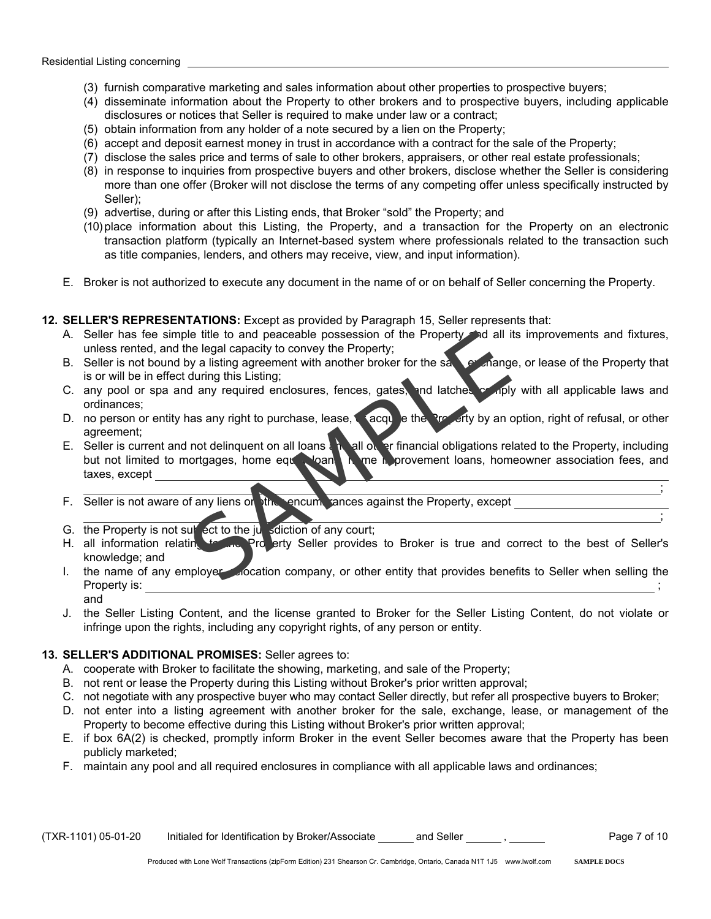(3) furnish comparative marketing and sales information about other properties to prospective buyers;
(4) disseminate information about the Property to other brokers and to prospective buyers, including applicable disclosures or notices that Seller is required to make under law or a contract;
(5) obtain information from any holder of a note secured by a lien on the Property;
(6) accept and deposit earnest money in trust in accordance with a contract for the sale of the Property;
(7) disclose the sales price and terms of sale to other brokers, appraisers, or other real estate professionals;
(8) in response to inquiries from prospective buyers and other brokers, disclose whether the Seller is considering more than one offer (Broker will not disclose the terms of any competing offer unless specifically instructed by Seller);
(9) advertise, during or after this Listing ends, that Broker "sold" the Property; and
(10) place information about this Listing, the Property, and a transaction for the Property on an electronic transaction platform (typically an Internet-based system where professionals related to the transaction such as title companies, lenders, and others may receive, view, and input information).

E. Broker is not authorized to execute any document in the name of or on behalf of Seller concerning the Property.

**12. SELLER'S REPRESENTATIONS:** Except as provided by Paragraph 15, Seller represents that:

A. Seller has fee simple title to and peaceable possession of the Property and all its improvements and fixtures, unless rented, and the legal capacity to convey the Property;
B. Seller is not bound by a listing agreement with another broker for the sale, exchange, or lease of the Property that is or will be in effect during this Listing;
C. any pool or spa and any required enclosures, fences, gates, and latches comply with all applicable laws and ordinances;
D. no person or entity has any right to purchase, lease, or acquire the Property by an option, right of refusal, or other agreement;
E. Seller is current and not delinquent on all loans and all other financial obligations related to the Property, including but not limited to mortgages, home equity loans, home improvement loans, homeowner association fees, and taxes, except ____________________ ;
F. Seller is not aware of any liens or other encumbrances against the Property, except ____________________ ;
G. the Property is not subject to the jurisdiction of any court;
H. all information relating to the Property Seller provides to Broker is true and correct to the best of Seller's knowledge; and
I. the name of any employer, relocation company, or other entity that provides benefits to Seller when selling the Property is: ____________________ ; and
J. the Seller Listing Content, and the license granted to Broker for the Seller Listing Content, do not violate or infringe upon the rights, including any copyright rights, of any person or entity.

**13. SELLER'S ADDITIONAL PROMISES:** Seller agrees to:

A. cooperate with Broker to facilitate the showing, marketing, and sale of the Property;
B. not rent or lease the Property during this Listing without Broker's prior written approval;
C. not negotiate with any prospective buyer who may contact Seller directly, but refer all prospective buyers to Broker;
D. not enter into a listing agreement with another broker for the sale, exchange, lease, or management of the Property to become effective during this Listing without Broker's prior written approval;
E. if box 6A(2) is checked, promptly inform Broker in the event Seller becomes aware that the Property has been publicly marketed;
F. maintain any pool and all required enclosures in compliance with all applicable laws and ordinances;

(TXR-1101) 05-01-20 Initialed for Identification by Broker/Associate ______ and Seller ______ , ______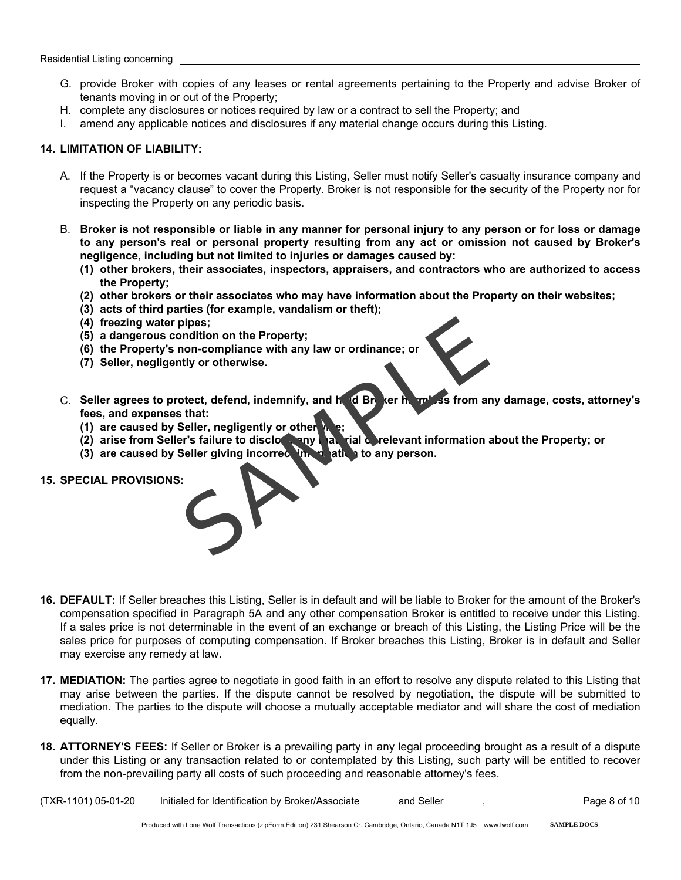G. provide Broker with copies of any leases or rental agreements pertaining to the Property and advise Broker of tenants moving in or out of the Property;
H. complete any disclosures or notices required by law or a contract to sell the Property; and
I. amend any applicable notices and disclosures if any material change occurs during this Listing.

**14. LIMITATION OF LIABILITY:**

A. If the Property is or becomes vacant during this Listing, Seller must notify Seller's casualty insurance company and request a "vacancy clause" to cover the Property. Broker is not responsible for the security of the Property nor for inspecting the Property on any periodic basis.

B. **Broker is not responsible or liable in any manner for personal injury to any person or for loss or damage to any person's real or personal property resulting from any act or omission not caused by Broker's negligence, including but not limited to injuries or damages caused by:**
   **(1) other brokers, their associates, inspectors, appraisers, and contractors who are authorized to access the Property;**
   **(2) other brokers or their associates who may have information about the Property on their websites;**
   **(3) acts of third parties (for example, vandalism or theft);**
   **(4) freezing water pipes;**
   **(5) a dangerous condition on the Property;**
   **(6) the Property's non-compliance with any law or ordinance; or**
   **(7) Seller, negligently or otherwise.**

C. **Seller agrees to protect, defend, indemnify, and hold Broker harmless from any damage, costs, attorney's fees, and expenses that:**
   **(1) are caused by Seller, negligently or otherwise;**
   **(2) arise from Seller's failure to disclose any material or relevant information about the Property; or**
   **(3) are caused by Seller giving incorrect information to any person.**

**15. SPECIAL PROVISIONS:**

**16. DEFAULT:** If Seller breaches this Listing, Seller is in default and will be liable to Broker for the amount of the Broker's compensation specified in Paragraph 5A and any other compensation Broker is entitled to receive under this Listing. If a sales price is not determinable in the event of an exchange or breach of this Listing, the Listing Price will be the sales price for purposes of computing compensation. If Broker breaches this Listing, Broker is in default and Seller may exercise any remedy at law.

**17. MEDIATION:** The parties agree to negotiate in good faith in an effort to resolve any dispute related to this Listing that may arise between the parties. If the dispute cannot be resolved by negotiation, the dispute will be submitted to mediation. The parties to the dispute will choose a mutually acceptable mediator and will share the cost of mediation equally.

**18. ATTORNEY'S FEES:** If Seller or Broker is a prevailing party in any legal proceeding brought as a result of a dispute under this Listing or any transaction related to or contemplated by this Listing, such party will be entitled to recover from the non-prevailing party all costs of such proceeding and reasonable attorney's fees.

(TXR-1101) 05-01-20 Initialed for Identification by Broker/Associate ______ and Seller ______ , ______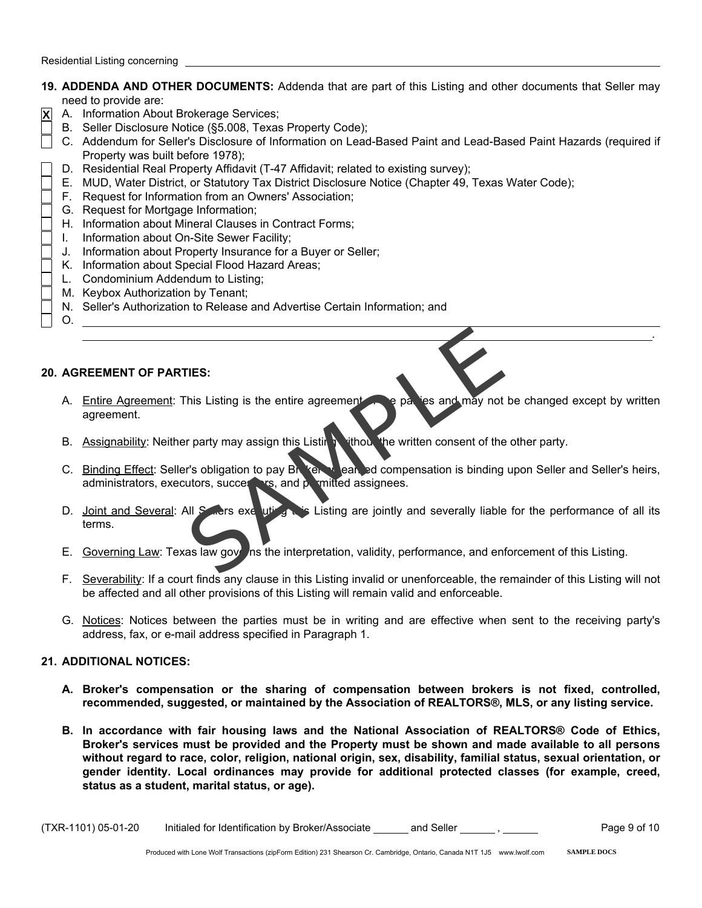Residential Listing concerning ______________________________

**19. ADDENDA AND OTHER DOCUMENTS:** Addenda that are part of this Listing and other documents that Seller may need to provide are:

- [x] A. Information About Brokerage Services;
- [ ] B. Seller Disclosure Notice (§5.008, Texas Property Code);
- [ ] C. Addendum for Seller's Disclosure of Information on Lead-Based Paint and Lead-Based Paint Hazards (required if Property was built before 1978);
- [ ] D. Residential Real Property Affidavit (T-47 Affidavit; related to existing survey);
- [ ] E. MUD, Water District, or Statutory Tax District Disclosure Notice (Chapter 49, Texas Water Code);
- [ ] F. Request for Information from an Owners' Association;
- [ ] G. Request for Mortgage Information;
- [ ] H. Information about Mineral Clauses in Contract Forms;
- [ ] I. Information about On-Site Sewer Facility;
- [ ] J. Information about Property Insurance for a Buyer or Seller;
- [ ] K. Information about Special Flood Hazard Areas;
- [ ] L. Condominium Addendum to Listing;
- [ ] M. Keybox Authorization by Tenant;
- [ ] N. Seller's Authorization to Release and Advertise Certain Information; and
- [ ] O. ______________________________________________________________________.

**20. AGREEMENT OF PARTIES:**

A. Entire Agreement: This Listing is the entire agreement of the parties and may not be changed except by written agreement.

B. Assignability: Neither party may assign this Listing without the written consent of the other party.

C. Binding Effect: Seller's obligation to pay Broker an earned compensation is binding upon Seller and Seller's heirs, administrators, executors, successors, and permitted assignees.

D. Joint and Several: All Sellers executing this Listing are jointly and severally liable for the performance of all its terms.

E. Governing Law: Texas law governs the interpretation, validity, performance, and enforcement of this Listing.

F. Severability: If a court finds any clause in this Listing invalid or unenforceable, the remainder of this Listing will not be affected and all other provisions of this Listing will remain valid and enforceable.

G. Notices: Notices between the parties must be in writing and are effective when sent to the receiving party's address, fax, or e-mail address specified in Paragraph 1.

**21. ADDITIONAL NOTICES:**

**A. Broker's compensation or the sharing of compensation between brokers is not fixed, controlled, recommended, suggested, or maintained by the Association of REALTORS®, MLS, or any listing service.**

**B. In accordance with fair housing laws and the National Association of REALTORS® Code of Ethics, Broker's services must be provided and the Property must be shown and made available to all persons without regard to race, color, religion, national origin, sex, disability, familial status, sexual orientation, or gender identity. Local ordinances may provide for additional protected classes (for example, creed, status as a student, marital status, or age).**

(TXR-1101) 05-01-20 Initialed for Identification by Broker/Associate ______ and Seller ______ , ______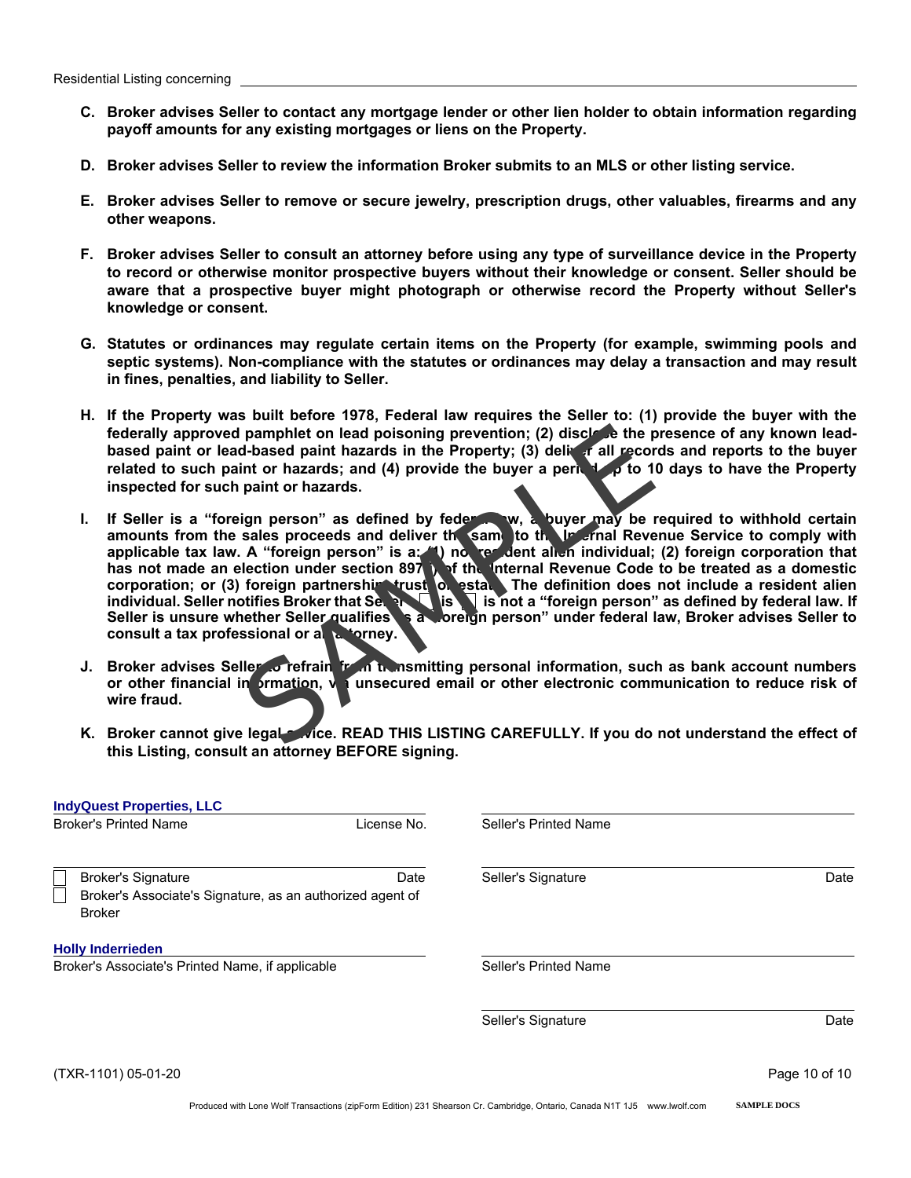Residential Listing concerning

**C. Broker advises Seller to contact any mortgage lender or other lien holder to obtain information regarding payoff amounts for any existing mortgages or liens on the Property.**

**D. Broker advises Seller to review the information Broker submits to an MLS or other listing service.**

**E. Broker advises Seller to remove or secure jewelry, prescription drugs, other valuables, firearms and any other weapons.**

**F. Broker advises Seller to consult an attorney before using any type of surveillance device in the Property to record or otherwise monitor prospective buyers without their knowledge or consent. Seller should be aware that a prospective buyer might photograph or otherwise record the Property without Seller's knowledge or consent.**

**G. Statutes or ordinances may regulate certain items on the Property (for example, swimming pools and septic systems). Non-compliance with the statutes or ordinances may delay a transaction and may result in fines, penalties, and liability to Seller.**

**H. If the Property was built before 1978, Federal law requires the Seller to: (1) provide the buyer with the federally approved pamphlet on lead poisoning prevention; (2) disclose the presence of any known lead-based paint or lead-based paint hazards in the Property; (3) deliver all records and reports to the buyer related to such paint or hazards; and (4) provide the buyer a period up to 10 days to have the Property inspected for such paint or hazards.**

**I. If Seller is a "foreign person" as defined by federal law, a buyer may be required to withhold certain amounts from the sales proceeds and deliver the same to the Internal Revenue Service to comply with applicable tax law. A "foreign person" is a: (1) nonresident alien individual; (2) foreign corporation that has not made an election under section 897(i) of the Internal Revenue Code to be treated as a domestic corporation; or (3) foreign partnership, trust or estate. The definition does not include a resident alien individual. Seller notifies Broker that Seller ☐ is ☐ is not a "foreign person" as defined by federal law. If Seller is unsure whether Seller qualifies as a "foreign person" under federal law, Broker advises Seller to consult a tax professional or an attorney.**

**J. Broker advises Seller to refrain from transmitting personal information, such as bank account numbers or other financial information, via unsecured email or other electronic communication to reduce risk of wire fraud.**

**K. Broker cannot give legal advice. READ THIS LISTING CAREFULLY. If you do not understand the effect of this Listing, consult an attorney BEFORE signing.**

IndyQuest Properties, LLC
Broker's Printed Name　　License No.

☐ Broker's Signature　　Date
☐ Broker's Associate's Signature, as an authorized agent of Broker

Holly Inderrieden
Broker's Associate's Printed Name, if applicable

Seller's Printed Name

Seller's Signature　　Date

Seller's Printed Name

Seller's Signature　　Date

(TXR-1101) 05-01-20